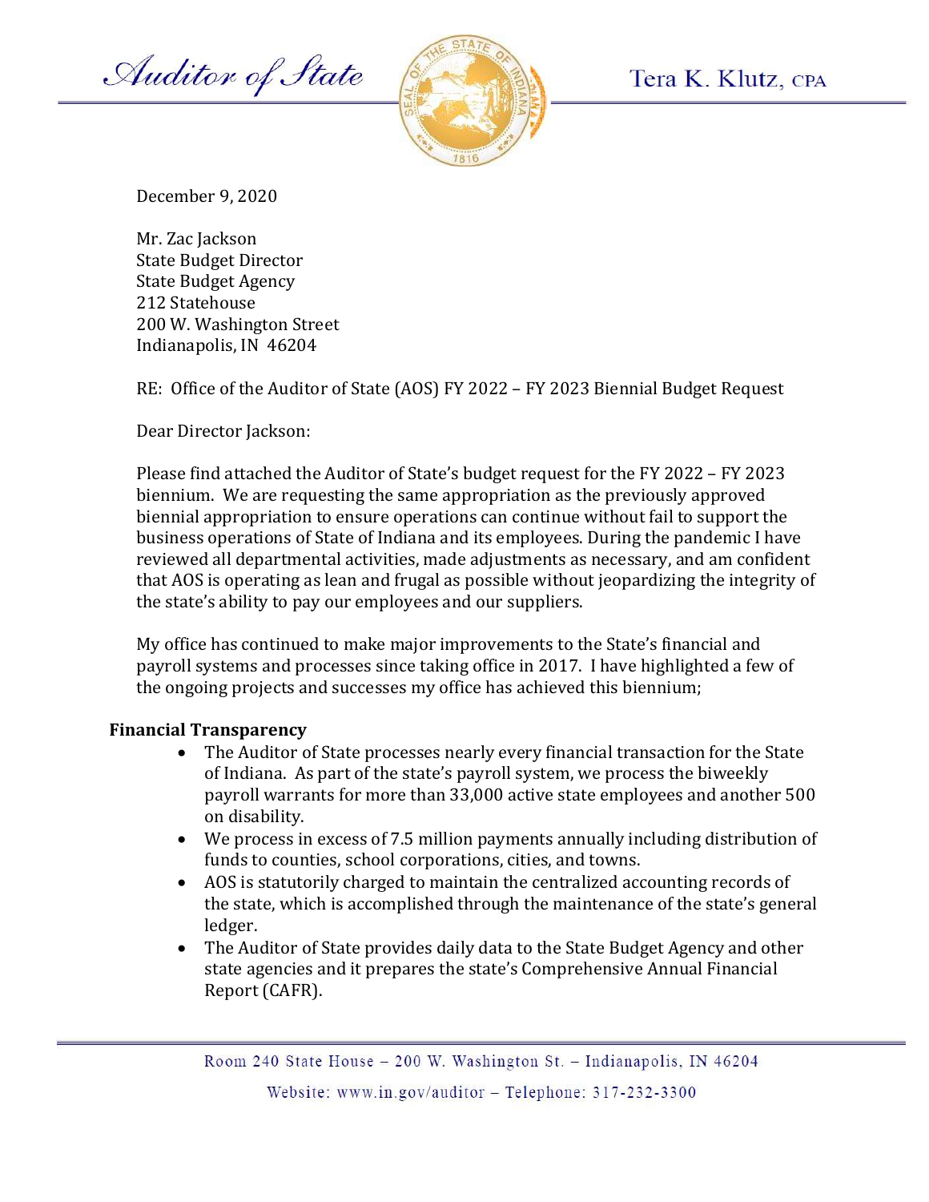Auditor of State

Tera K. Klutz, CPA

December 9, 2020

Mr. Zac Jackson
State Budget Director
State Budget Agency
212 Statehouse
200 W. Washington Street
Indianapolis, IN 46204

RE: Office of the Auditor of State (AOS) FY 2022 – FY 2023 Biennial Budget Request

Dear Director Jackson:

Please find attached the Auditor of State's budget request for the FY 2022 – FY 2023 biennium. We are requesting the same appropriation as the previously approved biennial appropriation to ensure operations can continue without fail to support the business operations of State of Indiana and its employees. During the pandemic I have reviewed all departmental activities, made adjustments as necessary, and am confident that AOS is operating as lean and frugal as possible without jeopardizing the integrity of the state's ability to pay our employees and our suppliers.

My office has continued to make major improvements to the State's financial and payroll systems and processes since taking office in 2017. I have highlighted a few of the ongoing projects and successes my office has achieved this biennium;

**Financial Transparency**

- The Auditor of State processes nearly every financial transaction for the State of Indiana. As part of the state's payroll system, we process the biweekly payroll warrants for more than 33,000 active state employees and another 500 on disability.
- We process in excess of 7.5 million payments annually including distribution of funds to counties, school corporations, cities, and towns.
- AOS is statutorily charged to maintain the centralized accounting records of the state, which is accomplished through the maintenance of the state's general ledger.
- The Auditor of State provides daily data to the State Budget Agency and other state agencies and it prepares the state's Comprehensive Annual Financial Report (CAFR).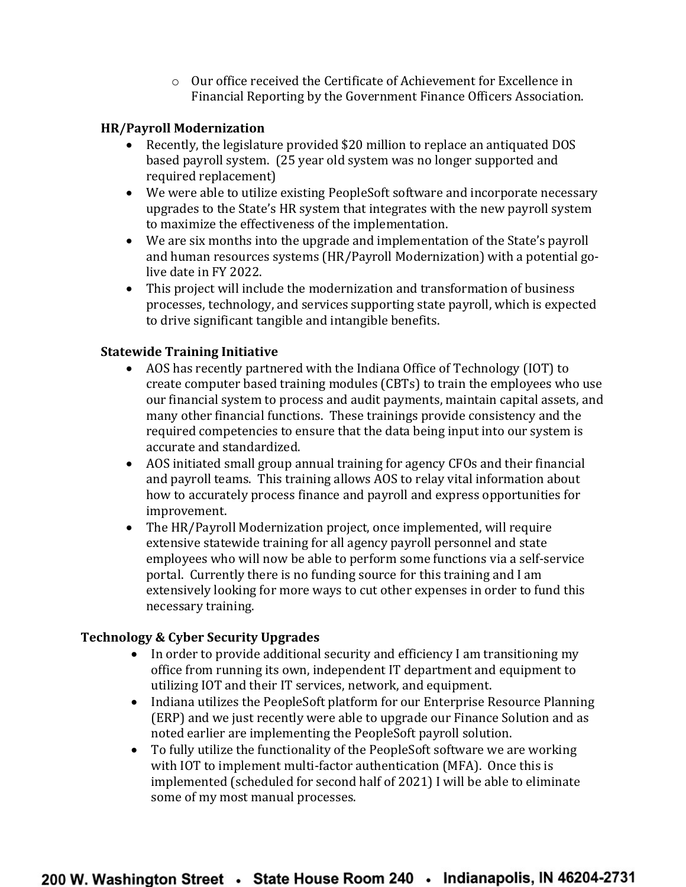- Our office received the Certificate of Achievement for Excellence in Financial Reporting by the Government Finance Officers Association.

**HR/Payroll Modernization**

- Recently, the legislature provided $20 million to replace an antiquated DOS based payroll system. (25 year old system was no longer supported and required replacement)
- We were able to utilize existing PeopleSoft software and incorporate necessary upgrades to the State's HR system that integrates with the new payroll system to maximize the effectiveness of the implementation.
- We are six months into the upgrade and implementation of the State's payroll and human resources systems (HR/Payroll Modernization) with a potential go-live date in FY 2022.
- This project will include the modernization and transformation of business processes, technology, and services supporting state payroll, which is expected to drive significant tangible and intangible benefits.

**Statewide Training Initiative**

- AOS has recently partnered with the Indiana Office of Technology (IOT) to create computer based training modules (CBTs) to train the employees who use our financial system to process and audit payments, maintain capital assets, and many other financial functions. These trainings provide consistency and the required competencies to ensure that the data being input into our system is accurate and standardized.
- AOS initiated small group annual training for agency CFOs and their financial and payroll teams. This training allows AOS to relay vital information about how to accurately process finance and payroll and express opportunities for improvement.
- The HR/Payroll Modernization project, once implemented, will require extensive statewide training for all agency payroll personnel and state employees who will now be able to perform some functions via a self-service portal. Currently there is no funding source for this training and I am extensively looking for more ways to cut other expenses in order to fund this necessary training.

**Technology & Cyber Security Upgrades**

- In order to provide additional security and efficiency I am transitioning my office from running its own, independent IT department and equipment to utilizing IOT and their IT services, network, and equipment.
- Indiana utilizes the PeopleSoft platform for our Enterprise Resource Planning (ERP) and we just recently were able to upgrade our Finance Solution and as noted earlier are implementing the PeopleSoft payroll solution.
- To fully utilize the functionality of the PeopleSoft software we are working with IOT to implement multi-factor authentication (MFA). Once this is implemented (scheduled for second half of 2021) I will be able to eliminate some of my most manual processes.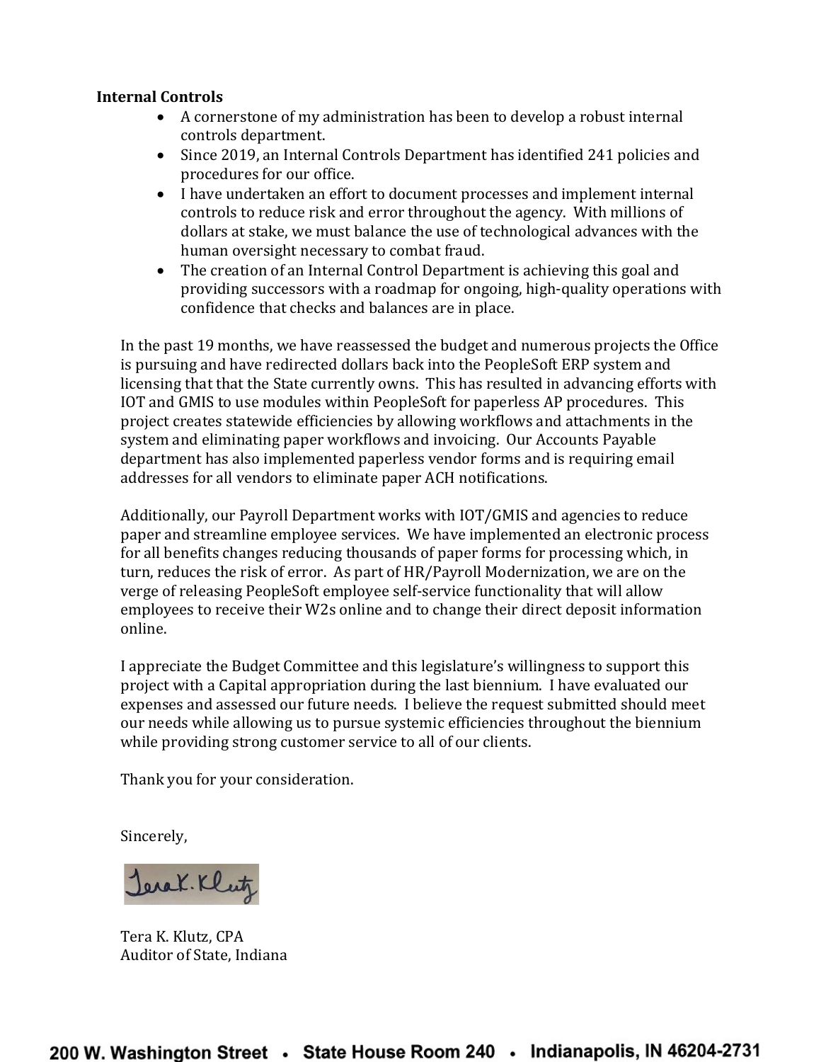**Internal Controls**

- A cornerstone of my administration has been to develop a robust internal controls department.
- Since 2019, an Internal Controls Department has identified 241 policies and procedures for our office.
- I have undertaken an effort to document processes and implement internal controls to reduce risk and error throughout the agency. With millions of dollars at stake, we must balance the use of technological advances with the human oversight necessary to combat fraud.
- The creation of an Internal Control Department is achieving this goal and providing successors with a roadmap for ongoing, high-quality operations with confidence that checks and balances are in place.

In the past 19 months, we have reassessed the budget and numerous projects the Office is pursuing and have redirected dollars back into the PeopleSoft ERP system and licensing that that the State currently owns. This has resulted in advancing efforts with IOT and GMIS to use modules within PeopleSoft for paperless AP procedures. This project creates statewide efficiencies by allowing workflows and attachments in the system and eliminating paper workflows and invoicing. Our Accounts Payable department has also implemented paperless vendor forms and is requiring email addresses for all vendors to eliminate paper ACH notifications.

Additionally, our Payroll Department works with IOT/GMIS and agencies to reduce paper and streamline employee services. We have implemented an electronic process for all benefits changes reducing thousands of paper forms for processing which, in turn, reduces the risk of error. As part of HR/Payroll Modernization, we are on the verge of releasing PeopleSoft employee self-service functionality that will allow employees to receive their W2s online and to change their direct deposit information online.

I appreciate the Budget Committee and this legislature's willingness to support this project with a Capital appropriation during the last biennium. I have evaluated our expenses and assessed our future needs. I believe the request submitted should meet our needs while allowing us to pursue systemic efficiencies throughout the biennium while providing strong customer service to all of our clients.

Thank you for your consideration.

Sincerely,

Tera K. Klutz

Tera K. Klutz, CPA
Auditor of State, Indiana

200 W. Washington Street • State House Room 240 • Indianapolis, IN 46204-2731